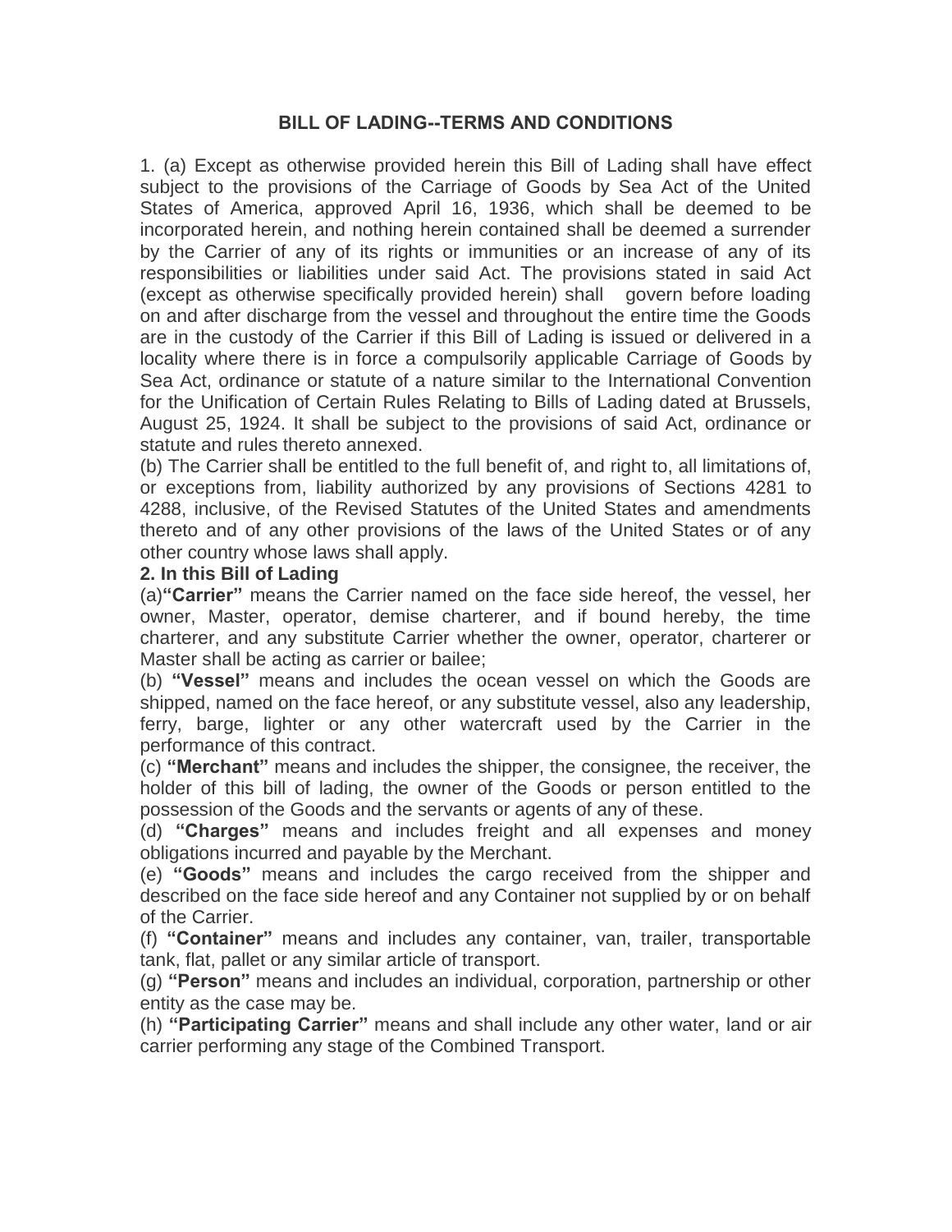# BILL OF LADING--TERMS AND CONDITIONS

1. (a) Except as otherwise provided herein this Bill of Lading shall have effect subject to the provisions of the Carriage of Goods by Sea Act of the United States of America, approved April 16, 1936, which shall be deemed to be incorporated herein, and nothing herein contained shall be deemed a surrender by the Carrier of any of its rights or immunities or an increase of any of its responsibilities or liabilities under said Act. The provisions stated in said Act (except as otherwise specifically provided herein) shall govern before loading on and after discharge from the vessel and throughout the entire time the Goods are in the custody of the Carrier if this Bill of Lading is issued or delivered in a locality where there is in force a compulsorily applicable Carriage of Goods by Sea Act, ordinance or statute of a nature similar to the International Convention for the Unification of Certain Rules Relating to Bills of Lading dated at Brussels, August 25, 1924. It shall be subject to the provisions of said Act, ordinance or statute and rules thereto annexed.

(b) The Carrier shall be entitled to the full benefit of, and right to, all limitations of, or exceptions from, liability authorized by any provisions of Sections 4281 to 4288, inclusive, of the Revised Statutes of the United States and amendments thereto and of any other provisions of the laws of the United States or of any other country whose laws shall apply.

**2. In this Bill of Lading**

(a)**"Carrier"** means the Carrier named on the face side hereof, the vessel, her owner, Master, operator, demise charterer, and if bound hereby, the time charterer, and any substitute Carrier whether the owner, operator, charterer or Master shall be acting as carrier or bailee;

(b) **"Vessel"** means and includes the ocean vessel on which the Goods are shipped, named on the face hereof, or any substitute vessel, also any leadership, ferry, barge, lighter or any other watercraft used by the Carrier in the performance of this contract.

(c) **"Merchant"** means and includes the shipper, the consignee, the receiver, the holder of this bill of lading, the owner of the Goods or person entitled to the possession of the Goods and the servants or agents of any of these.

(d) **"Charges"** means and includes freight and all expenses and money obligations incurred and payable by the Merchant.

(e) **"Goods"** means and includes the cargo received from the shipper and described on the face side hereof and any Container not supplied by or on behalf of the Carrier.

(f) **"Container"** means and includes any container, van, trailer, transportable tank, flat, pallet or any similar article of transport.

(g) **"Person"** means and includes an individual, corporation, partnership or other entity as the case may be.

(h) **"Participating Carrier"** means and shall include any other water, land or air carrier performing any stage of the Combined Transport.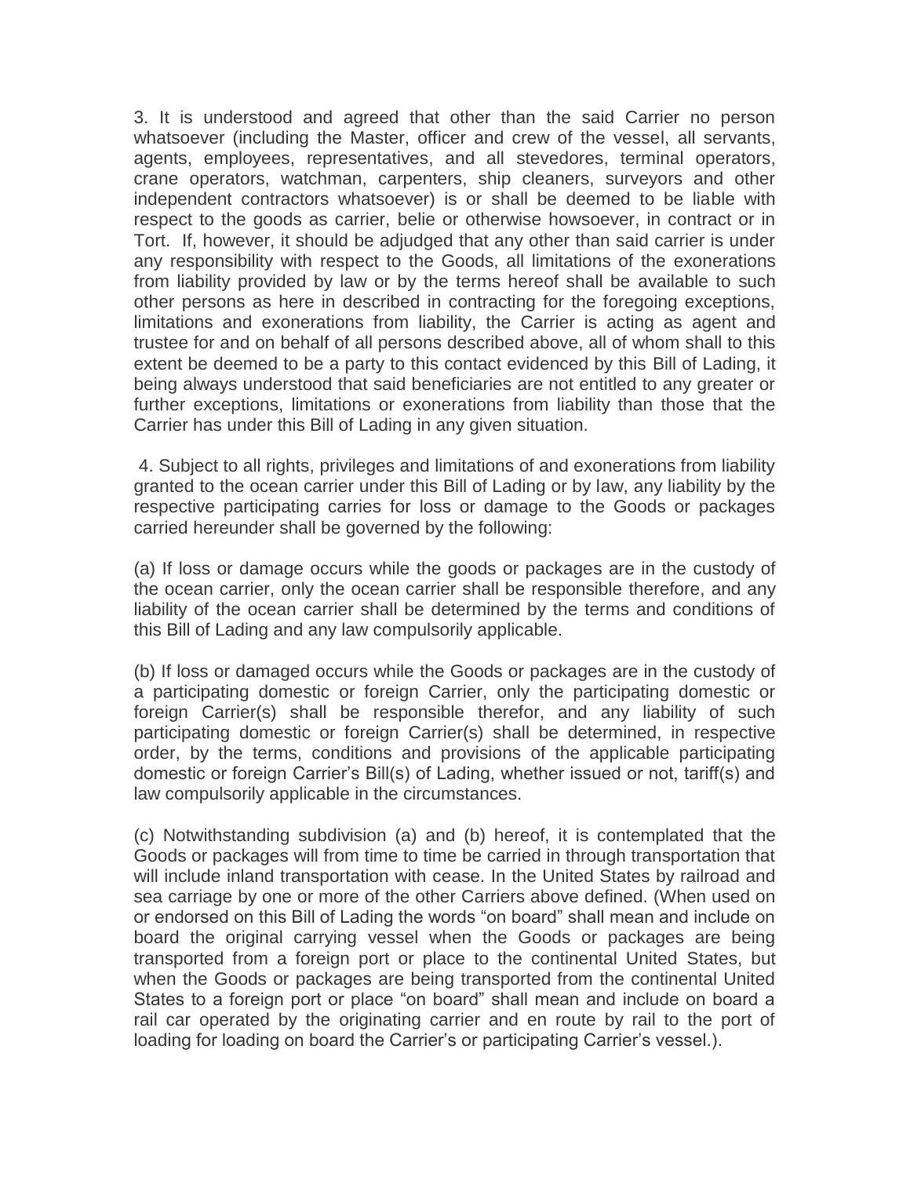3. It is understood and agreed that other than the said Carrier no person whatsoever (including the Master, officer and crew of the vessel, all servants, agents, employees, representatives, and all stevedores, terminal operators, crane operators, watchman, carpenters, ship cleaners, surveyors and other independent contractors whatsoever) is or shall be deemed to be liable with respect to the goods as carrier, belie or otherwise howsoever, in contract or in Tort. If, however, it should be adjudged that any other than said carrier is under any responsibility with respect to the Goods, all limitations of the exonerations from liability provided by law or by the terms hereof shall be available to such other persons as here in described in contracting for the foregoing exceptions, limitations and exonerations from liability, the Carrier is acting as agent and trustee for and on behalf of all persons described above, all of whom shall to this extent be deemed to be a party to this contact evidenced by this Bill of Lading, it being always understood that said beneficiaries are not entitled to any greater or further exceptions, limitations or exonerations from liability than those that the Carrier has under this Bill of Lading in any given situation.

4. Subject to all rights, privileges and limitations of and exonerations from liability granted to the ocean carrier under this Bill of Lading or by law, any liability by the respective participating carries for loss or damage to the Goods or packages carried hereunder shall be governed by the following:

(a) If loss or damage occurs while the goods or packages are in the custody of the ocean carrier, only the ocean carrier shall be responsible therefore, and any liability of the ocean carrier shall be determined by the terms and conditions of this Bill of Lading and any law compulsorily applicable.

(b) If loss or damaged occurs while the Goods or packages are in the custody of a participating domestic or foreign Carrier, only the participating domestic or foreign Carrier(s) shall be responsible therefor, and any liability of such participating domestic or foreign Carrier(s) shall be determined, in respective order, by the terms, conditions and provisions of the applicable participating domestic or foreign Carrier's Bill(s) of Lading, whether issued or not, tariff(s) and law compulsorily applicable in the circumstances.

(c) Notwithstanding subdivision (a) and (b) hereof, it is contemplated that the Goods or packages will from time to time be carried in through transportation that will include inland transportation with cease. In the United States by railroad and sea carriage by one or more of the other Carriers above defined. (When used on or endorsed on this Bill of Lading the words "on board" shall mean and include on board the original carrying vessel when the Goods or packages are being transported from a foreign port or place to the continental United States, but when the Goods or packages are being transported from the continental United States to a foreign port or place "on board" shall mean and include on board a rail car operated by the originating carrier and en route by rail to the port of loading for loading on board the Carrier's or participating Carrier's vessel.).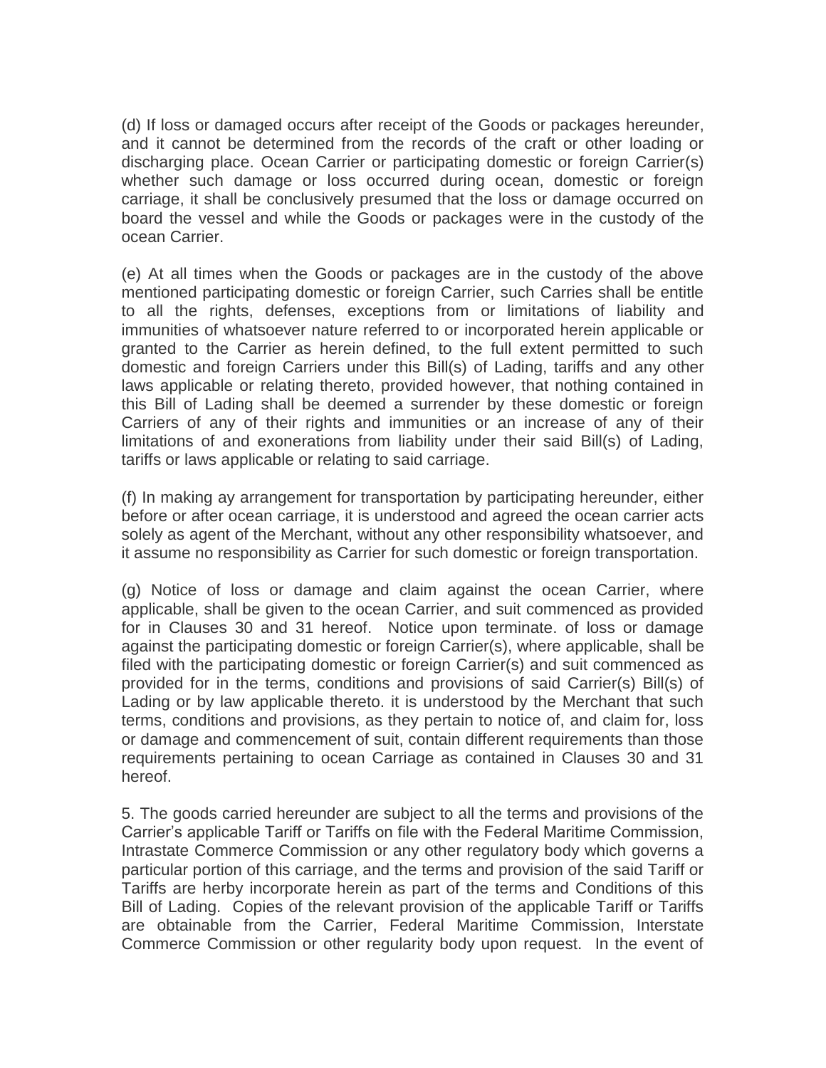(d) If loss or damaged occurs after receipt of the Goods or packages hereunder, and it cannot be determined from the records of the craft or other loading or discharging place. Ocean Carrier or participating domestic or foreign Carrier(s) whether such damage or loss occurred during ocean, domestic or foreign carriage, it shall be conclusively presumed that the loss or damage occurred on board the vessel and while the Goods or packages were in the custody of the ocean Carrier.

(e) At all times when the Goods or packages are in the custody of the above mentioned participating domestic or foreign Carrier, such Carries shall be entitle to all the rights, defenses, exceptions from or limitations of liability and immunities of whatsoever nature referred to or incorporated herein applicable or granted to the Carrier as herein defined, to the full extent permitted to such domestic and foreign Carriers under this Bill(s) of Lading, tariffs and any other laws applicable or relating thereto, provided however, that nothing contained in this Bill of Lading shall be deemed a surrender by these domestic or foreign Carriers of any of their rights and immunities or an increase of any of their limitations of and exonerations from liability under their said Bill(s) of Lading, tariffs or laws applicable or relating to said carriage.

(f) In making ay arrangement for transportation by participating hereunder, either before or after ocean carriage, it is understood and agreed the ocean carrier acts solely as agent of the Merchant, without any other responsibility whatsoever, and it assume no responsibility as Carrier for such domestic or foreign transportation.

(g) Notice of loss or damage and claim against the ocean Carrier, where applicable, shall be given to the ocean Carrier, and suit commenced as provided for in Clauses 30 and 31 hereof. Notice upon terminate. of loss or damage against the participating domestic or foreign Carrier(s), where applicable, shall be filed with the participating domestic or foreign Carrier(s) and suit commenced as provided for in the terms, conditions and provisions of said Carrier(s) Bill(s) of Lading or by law applicable thereto. it is understood by the Merchant that such terms, conditions and provisions, as they pertain to notice of, and claim for, loss or damage and commencement of suit, contain different requirements than those requirements pertaining to ocean Carriage as contained in Clauses 30 and 31 hereof.

5. The goods carried hereunder are subject to all the terms and provisions of the Carrier's applicable Tariff or Tariffs on file with the Federal Maritime Commission, Intrastate Commerce Commission or any other regulatory body which governs a particular portion of this carriage, and the terms and provision of the said Tariff or Tariffs are herby incorporate herein as part of the terms and Conditions of this Bill of Lading. Copies of the relevant provision of the applicable Tariff or Tariffs are obtainable from the Carrier, Federal Maritime Commission, Interstate Commerce Commission or other regularity body upon request. In the event of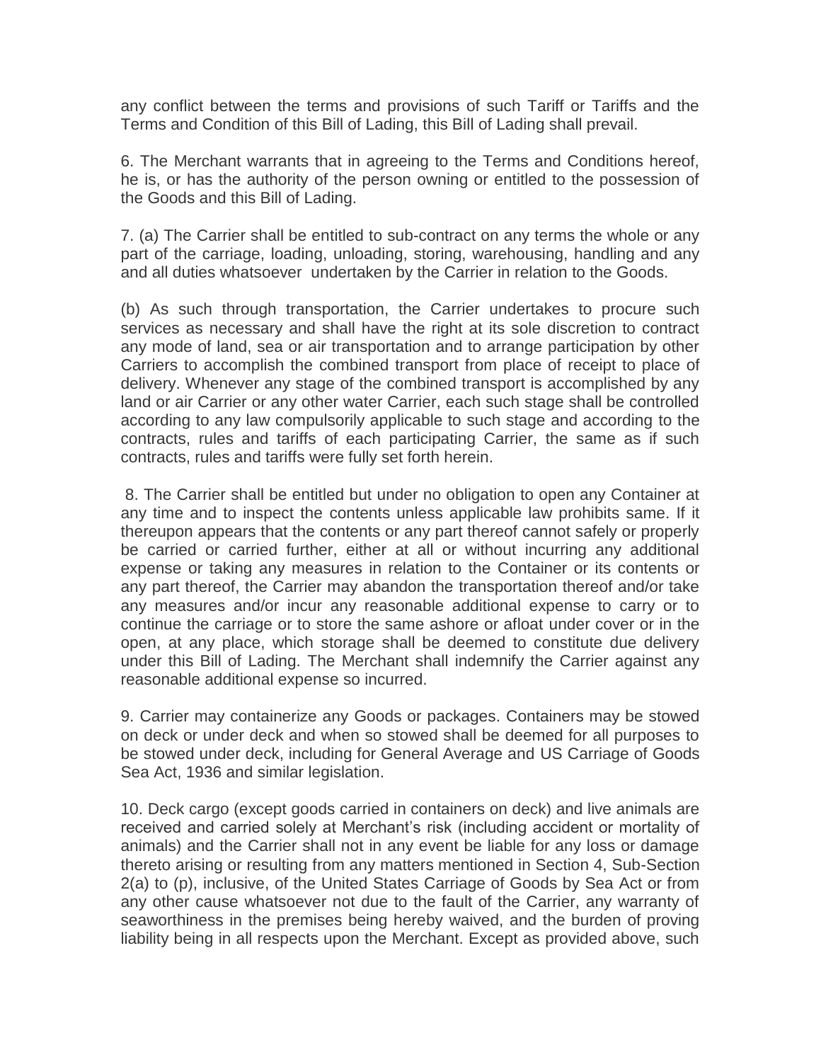any conflict between the terms and provisions of such Tariff or Tariffs and the Terms and Condition of this Bill of Lading, this Bill of Lading shall prevail.

6. The Merchant warrants that in agreeing to the Terms and Conditions hereof, he is, or has the authority of the person owning or entitled to the possession of the Goods and this Bill of Lading.

7. (a) The Carrier shall be entitled to sub-contract on any terms the whole or any part of the carriage, loading, unloading, storing, warehousing, handling and any and all duties whatsoever undertaken by the Carrier in relation to the Goods.

(b) As such through transportation, the Carrier undertakes to procure such services as necessary and shall have the right at its sole discretion to contract any mode of land, sea or air transportation and to arrange participation by other Carriers to accomplish the combined transport from place of receipt to place of delivery. Whenever any stage of the combined transport is accomplished by any land or air Carrier or any other water Carrier, each such stage shall be controlled according to any law compulsorily applicable to such stage and according to the contracts, rules and tariffs of each participating Carrier, the same as if such contracts, rules and tariffs were fully set forth herein.

8. The Carrier shall be entitled but under no obligation to open any Container at any time and to inspect the contents unless applicable law prohibits same. If it thereupon appears that the contents or any part thereof cannot safely or properly be carried or carried further, either at all or without incurring any additional expense or taking any measures in relation to the Container or its contents or any part thereof, the Carrier may abandon the transportation thereof and/or take any measures and/or incur any reasonable additional expense to carry or to continue the carriage or to store the same ashore or afloat under cover or in the open, at any place, which storage shall be deemed to constitute due delivery under this Bill of Lading. The Merchant shall indemnify the Carrier against any reasonable additional expense so incurred.

9. Carrier may containerize any Goods or packages. Containers may be stowed on deck or under deck and when so stowed shall be deemed for all purposes to be stowed under deck, including for General Average and US Carriage of Goods Sea Act, 1936 and similar legislation.

10. Deck cargo (except goods carried in containers on deck) and live animals are received and carried solely at Merchant's risk (including accident or mortality of animals) and the Carrier shall not in any event be liable for any loss or damage thereto arising or resulting from any matters mentioned in Section 4, Sub-Section 2(a) to (p), inclusive, of the United States Carriage of Goods by Sea Act or from any other cause whatsoever not due to the fault of the Carrier, any warranty of seaworthiness in the premises being hereby waived, and the burden of proving liability being in all respects upon the Merchant. Except as provided above, such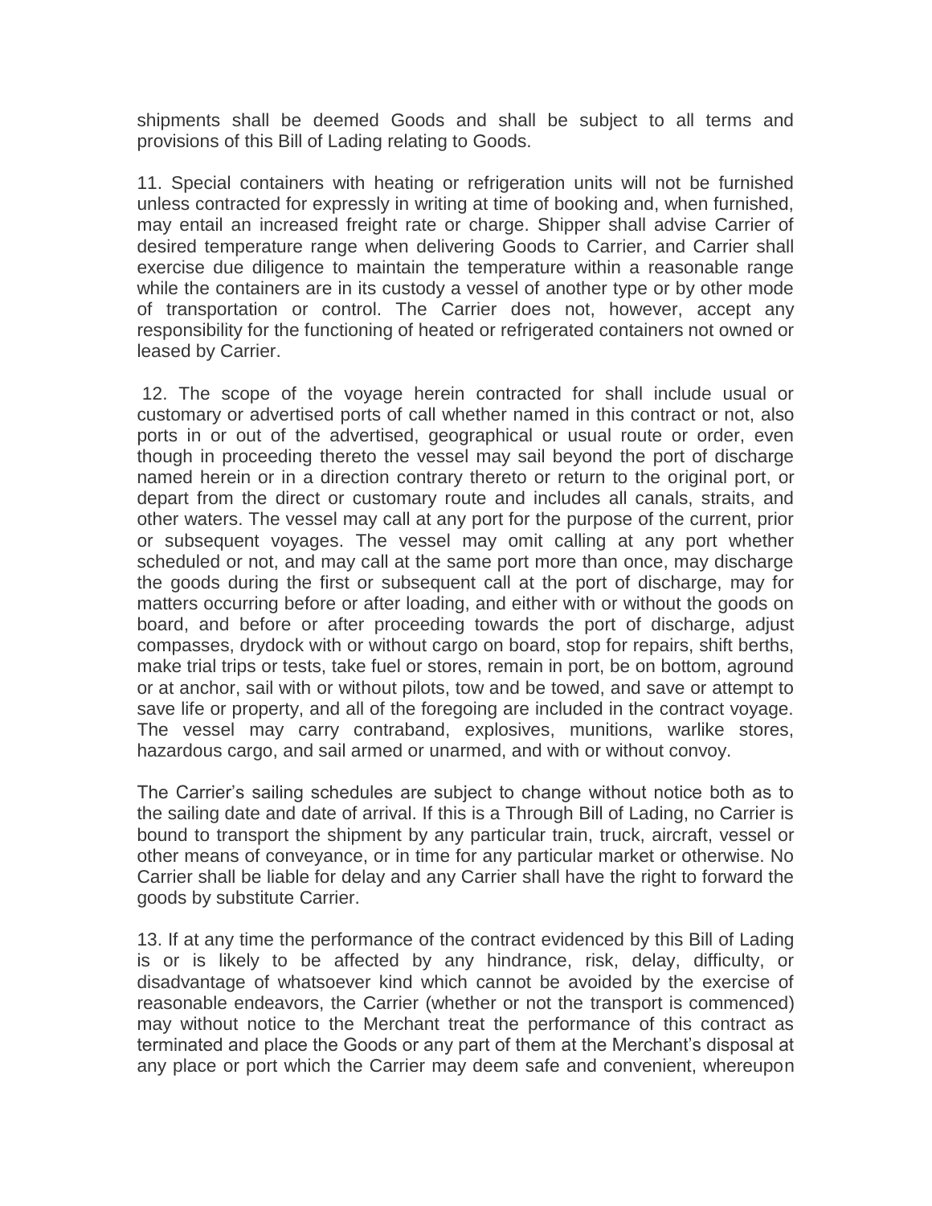shipments shall be deemed Goods and shall be subject to all terms and provisions of this Bill of Lading relating to Goods.

11. Special containers with heating or refrigeration units will not be furnished unless contracted for expressly in writing at time of booking and, when furnished, may entail an increased freight rate or charge. Shipper shall advise Carrier of desired temperature range when delivering Goods to Carrier, and Carrier shall exercise due diligence to maintain the temperature within a reasonable range while the containers are in its custody a vessel of another type or by other mode of transportation or control. The Carrier does not, however, accept any responsibility for the functioning of heated or refrigerated containers not owned or leased by Carrier.

12. The scope of the voyage herein contracted for shall include usual or customary or advertised ports of call whether named in this contract or not, also ports in or out of the advertised, geographical or usual route or order, even though in proceeding thereto the vessel may sail beyond the port of discharge named herein or in a direction contrary thereto or return to the original port, or depart from the direct or customary route and includes all canals, straits, and other waters. The vessel may call at any port for the purpose of the current, prior or subsequent voyages. The vessel may omit calling at any port whether scheduled or not, and may call at the same port more than once, may discharge the goods during the first or subsequent call at the port of discharge, may for matters occurring before or after loading, and either with or without the goods on board, and before or after proceeding towards the port of discharge, adjust compasses, drydock with or without cargo on board, stop for repairs, shift berths, make trial trips or tests, take fuel or stores, remain in port, be on bottom, aground or at anchor, sail with or without pilots, tow and be towed, and save or attempt to save life or property, and all of the foregoing are included in the contract voyage. The vessel may carry contraband, explosives, munitions, warlike stores, hazardous cargo, and sail armed or unarmed, and with or without convoy.

The Carrier's sailing schedules are subject to change without notice both as to the sailing date and date of arrival. If this is a Through Bill of Lading, no Carrier is bound to transport the shipment by any particular train, truck, aircraft, vessel or other means of conveyance, or in time for any particular market or otherwise. No Carrier shall be liable for delay and any Carrier shall have the right to forward the goods by substitute Carrier.

13. If at any time the performance of the contract evidenced by this Bill of Lading is or is likely to be affected by any hindrance, risk, delay, difficulty, or disadvantage of whatsoever kind which cannot be avoided by the exercise of reasonable endeavors, the Carrier (whether or not the transport is commenced) may without notice to the Merchant treat the performance of this contract as terminated and place the Goods or any part of them at the Merchant's disposal at any place or port which the Carrier may deem safe and convenient, whereupon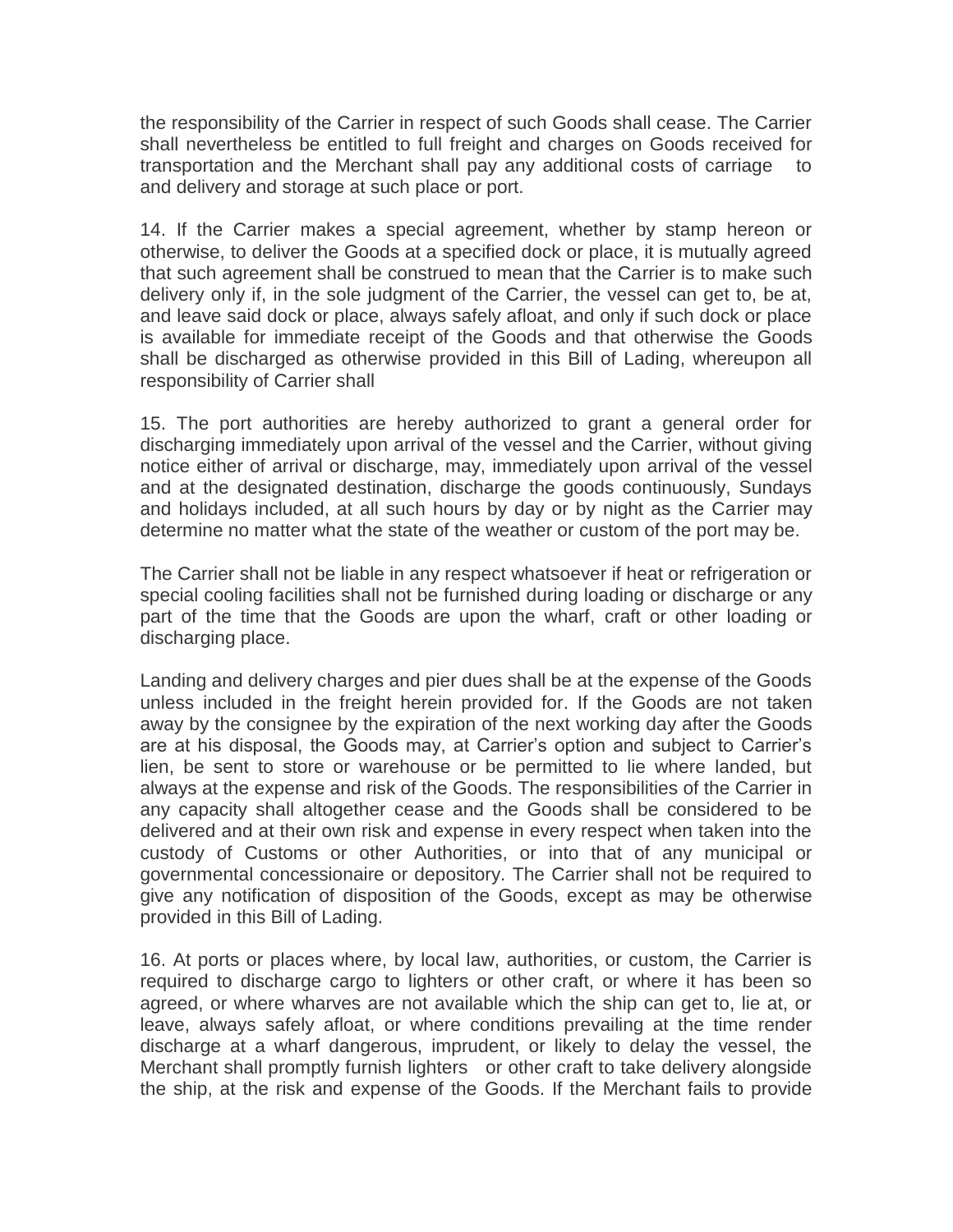the responsibility of the Carrier in respect of such Goods shall cease. The Carrier shall nevertheless be entitled to full freight and charges on Goods received for transportation and the Merchant shall pay any additional costs of carriage to and delivery and storage at such place or port.

14. If the Carrier makes a special agreement, whether by stamp hereon or otherwise, to deliver the Goods at a specified dock or place, it is mutually agreed that such agreement shall be construed to mean that the Carrier is to make such delivery only if, in the sole judgment of the Carrier, the vessel can get to, be at, and leave said dock or place, always safely afloat, and only if such dock or place is available for immediate receipt of the Goods and that otherwise the Goods shall be discharged as otherwise provided in this Bill of Lading, whereupon all responsibility of Carrier shall

15. The port authorities are hereby authorized to grant a general order for discharging immediately upon arrival of the vessel and the Carrier, without giving notice either of arrival or discharge, may, immediately upon arrival of the vessel and at the designated destination, discharge the goods continuously, Sundays and holidays included, at all such hours by day or by night as the Carrier may determine no matter what the state of the weather or custom of the port may be.

The Carrier shall not be liable in any respect whatsoever if heat or refrigeration or special cooling facilities shall not be furnished during loading or discharge or any part of the time that the Goods are upon the wharf, craft or other loading or discharging place.

Landing and delivery charges and pier dues shall be at the expense of the Goods unless included in the freight herein provided for. If the Goods are not taken away by the consignee by the expiration of the next working day after the Goods are at his disposal, the Goods may, at Carrier's option and subject to Carrier's lien, be sent to store or warehouse or be permitted to lie where landed, but always at the expense and risk of the Goods. The responsibilities of the Carrier in any capacity shall altogether cease and the Goods shall be considered to be delivered and at their own risk and expense in every respect when taken into the custody of Customs or other Authorities, or into that of any municipal or governmental concessionaire or depository. The Carrier shall not be required to give any notification of disposition of the Goods, except as may be otherwise provided in this Bill of Lading.

16. At ports or places where, by local law, authorities, or custom, the Carrier is required to discharge cargo to lighters or other craft, or where it has been so agreed, or where wharves are not available which the ship can get to, lie at, or leave, always safely afloat, or where conditions prevailing at the time render discharge at a wharf dangerous, imprudent, or likely to delay the vessel, the Merchant shall promptly furnish lighters or other craft to take delivery alongside the ship, at the risk and expense of the Goods. If the Merchant fails to provide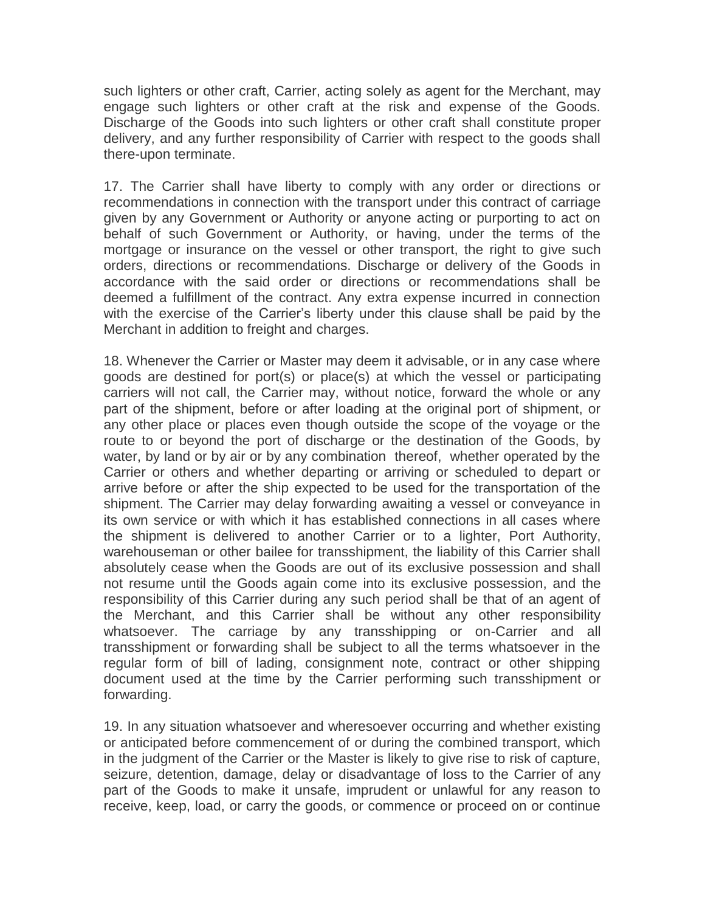such lighters or other craft, Carrier, acting solely as agent for the Merchant, may engage such lighters or other craft at the risk and expense of the Goods. Discharge of the Goods into such lighters or other craft shall constitute proper delivery, and any further responsibility of Carrier with respect to the goods shall there-upon terminate.

17. The Carrier shall have liberty to comply with any order or directions or recommendations in connection with the transport under this contract of carriage given by any Government or Authority or anyone acting or purporting to act on behalf of such Government or Authority, or having, under the terms of the mortgage or insurance on the vessel or other transport, the right to give such orders, directions or recommendations. Discharge or delivery of the Goods in accordance with the said order or directions or recommendations shall be deemed a fulfillment of the contract. Any extra expense incurred in connection with the exercise of the Carrier's liberty under this clause shall be paid by the Merchant in addition to freight and charges.

18. Whenever the Carrier or Master may deem it advisable, or in any case where goods are destined for port(s) or place(s) at which the vessel or participating carriers will not call, the Carrier may, without notice, forward the whole or any part of the shipment, before or after loading at the original port of shipment, or any other place or places even though outside the scope of the voyage or the route to or beyond the port of discharge or the destination of the Goods, by water, by land or by air or by any combination thereof, whether operated by the Carrier or others and whether departing or arriving or scheduled to depart or arrive before or after the ship expected to be used for the transportation of the shipment. The Carrier may delay forwarding awaiting a vessel or conveyance in its own service or with which it has established connections in all cases where the shipment is delivered to another Carrier or to a lighter, Port Authority, warehouseman or other bailee for transshipment, the liability of this Carrier shall absolutely cease when the Goods are out of its exclusive possession and shall not resume until the Goods again come into its exclusive possession, and the responsibility of this Carrier during any such period shall be that of an agent of the Merchant, and this Carrier shall be without any other responsibility whatsoever. The carriage by any transshipping or on-Carrier and all transshipment or forwarding shall be subject to all the terms whatsoever in the regular form of bill of lading, consignment note, contract or other shipping document used at the time by the Carrier performing such transshipment or forwarding.

19. In any situation whatsoever and wheresoever occurring and whether existing or anticipated before commencement of or during the combined transport, which in the judgment of the Carrier or the Master is likely to give rise to risk of capture, seizure, detention, damage, delay or disadvantage of loss to the Carrier of any part of the Goods to make it unsafe, imprudent or unlawful for any reason to receive, keep, load, or carry the goods, or commence or proceed on or continue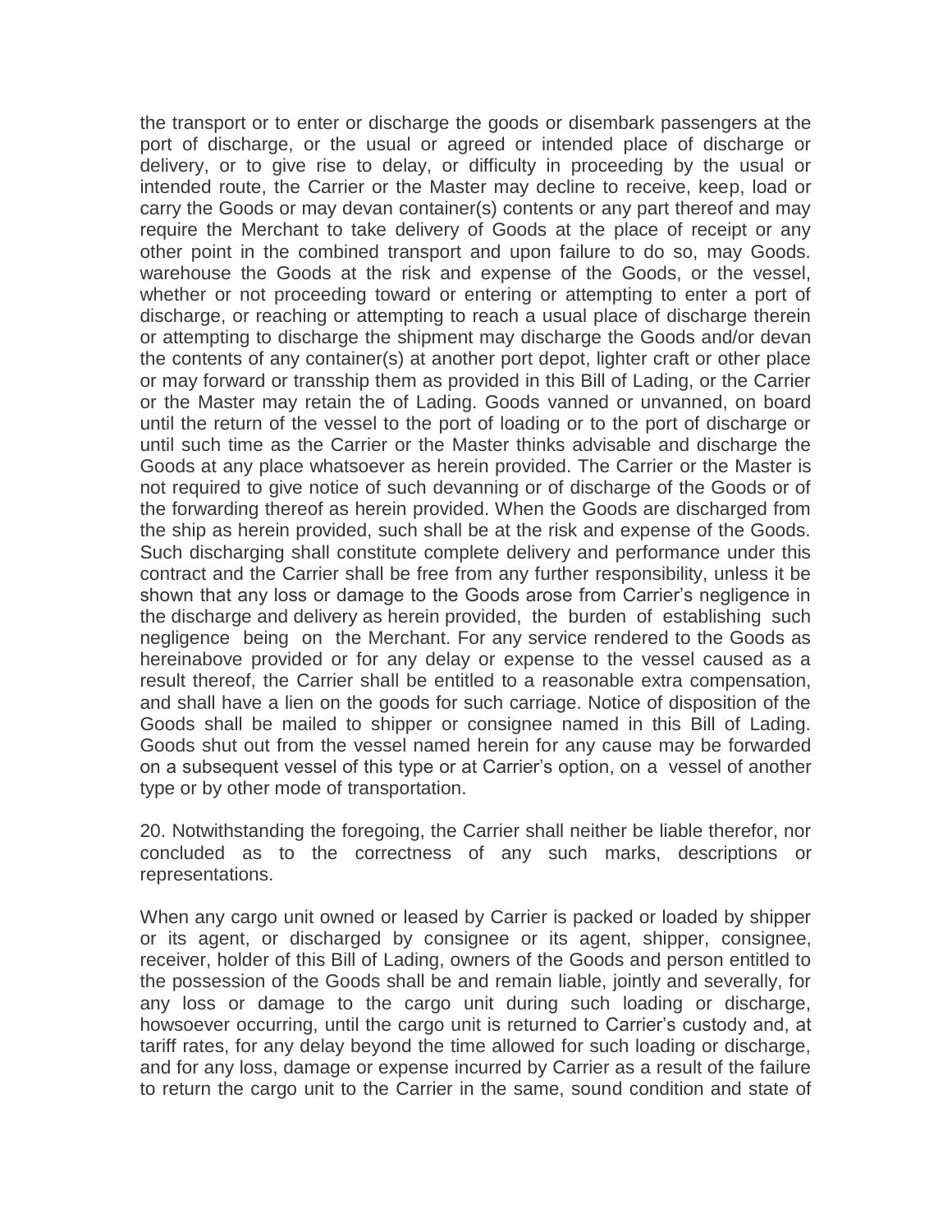the transport or to enter or discharge the goods or disembark passengers at the port of discharge, or the usual or agreed or intended place of discharge or delivery, or to give rise to delay, or difficulty in proceeding by the usual or intended route, the Carrier or the Master may decline to receive, keep, load or carry the Goods or may devan container(s) contents or any part thereof and may require the Merchant to take delivery of Goods at the place of receipt or any other point in the combined transport and upon failure to do so, may Goods. warehouse the Goods at the risk and expense of the Goods, or the vessel, whether or not proceeding toward or entering or attempting to enter a port of discharge, or reaching or attempting to reach a usual place of discharge therein or attempting to discharge the shipment may discharge the Goods and/or devan the contents of any container(s) at another port depot, lighter craft or other place or may forward or transship them as provided in this Bill of Lading, or the Carrier or the Master may retain the of Lading. Goods vanned or unvanned, on board until the return of the vessel to the port of loading or to the port of discharge or until such time as the Carrier or the Master thinks advisable and discharge the Goods at any place whatsoever as herein provided. The Carrier or the Master is not required to give notice of such devanning or of discharge of the Goods or of the forwarding thereof as herein provided. When the Goods are discharged from the ship as herein provided, such shall be at the risk and expense of the Goods. Such discharging shall constitute complete delivery and performance under this contract and the Carrier shall be free from any further responsibility, unless it be shown that any loss or damage to the Goods arose from Carrier's negligence in the discharge and delivery as herein provided, the burden of establishing such negligence being on the Merchant. For any service rendered to the Goods as hereinabove provided or for any delay or expense to the vessel caused as a result thereof, the Carrier shall be entitled to a reasonable extra compensation, and shall have a lien on the goods for such carriage. Notice of disposition of the Goods shall be mailed to shipper or consignee named in this Bill of Lading. Goods shut out from the vessel named herein for any cause may be forwarded on a subsequent vessel of this type or at Carrier's option, on a vessel of another type or by other mode of transportation.

20. Notwithstanding the foregoing, the Carrier shall neither be liable therefor, nor concluded as to the correctness of any such marks, descriptions or representations.

When any cargo unit owned or leased by Carrier is packed or loaded by shipper or its agent, or discharged by consignee or its agent, shipper, consignee, receiver, holder of this Bill of Lading, owners of the Goods and person entitled to the possession of the Goods shall be and remain liable, jointly and severally, for any loss or damage to the cargo unit during such loading or discharge, howsoever occurring, until the cargo unit is returned to Carrier's custody and, at tariff rates, for any delay beyond the time allowed for such loading or discharge, and for any loss, damage or expense incurred by Carrier as a result of the failure to return the cargo unit to the Carrier in the same, sound condition and state of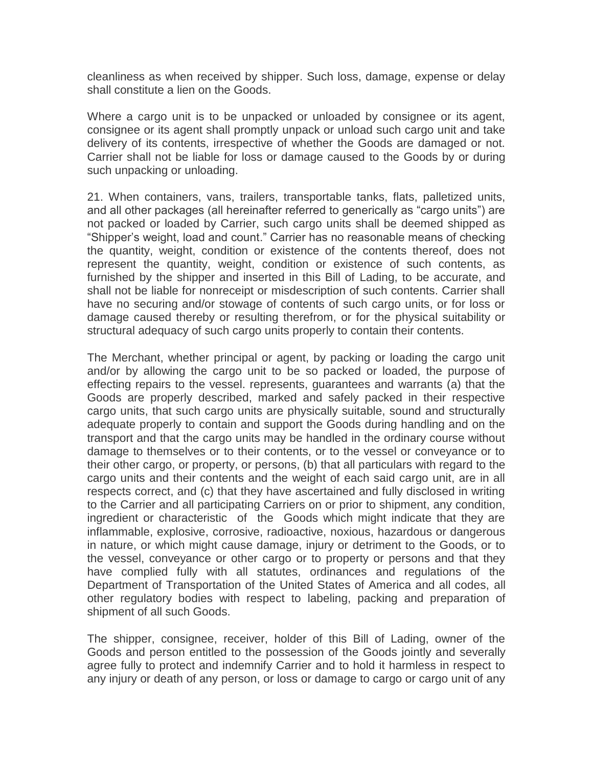cleanliness as when received by shipper. Such loss, damage, expense or delay shall constitute a lien on the Goods.

Where a cargo unit is to be unpacked or unloaded by consignee or its agent, consignee or its agent shall promptly unpack or unload such cargo unit and take delivery of its contents, irrespective of whether the Goods are damaged or not. Carrier shall not be liable for loss or damage caused to the Goods by or during such unpacking or unloading.

21. When containers, vans, trailers, transportable tanks, flats, palletized units, and all other packages (all hereinafter referred to generically as "cargo units") are not packed or loaded by Carrier, such cargo units shall be deemed shipped as "Shipper's weight, load and count." Carrier has no reasonable means of checking the quantity, weight, condition or existence of the contents thereof, does not represent the quantity, weight, condition or existence of such contents, as furnished by the shipper and inserted in this Bill of Lading, to be accurate, and shall not be liable for nonreceipt or misdescription of such contents. Carrier shall have no securing and/or stowage of contents of such cargo units, or for loss or damage caused thereby or resulting therefrom, or for the physical suitability or structural adequacy of such cargo units properly to contain their contents.

The Merchant, whether principal or agent, by packing or loading the cargo unit and/or by allowing the cargo unit to be so packed or loaded, the purpose of effecting repairs to the vessel. represents, guarantees and warrants (a) that the Goods are properly described, marked and safely packed in their respective cargo units, that such cargo units are physically suitable, sound and structurally adequate properly to contain and support the Goods during handling and on the transport and that the cargo units may be handled in the ordinary course without damage to themselves or to their contents, or to the vessel or conveyance or to their other cargo, or property, or persons, (b) that all particulars with regard to the cargo units and their contents and the weight of each said cargo unit, are in all respects correct, and (c) that they have ascertained and fully disclosed in writing to the Carrier and all participating Carriers on or prior to shipment, any condition, ingredient or characteristic of the Goods which might indicate that they are inflammable, explosive, corrosive, radioactive, noxious, hazardous or dangerous in nature, or which might cause damage, injury or detriment to the Goods, or to the vessel, conveyance or other cargo or to property or persons and that they have complied fully with all statutes, ordinances and regulations of the Department of Transportation of the United States of America and all codes, all other regulatory bodies with respect to labeling, packing and preparation of shipment of all such Goods.

The shipper, consignee, receiver, holder of this Bill of Lading, owner of the Goods and person entitled to the possession of the Goods jointly and severally agree fully to protect and indemnify Carrier and to hold it harmless in respect to any injury or death of any person, or loss or damage to cargo or cargo unit of any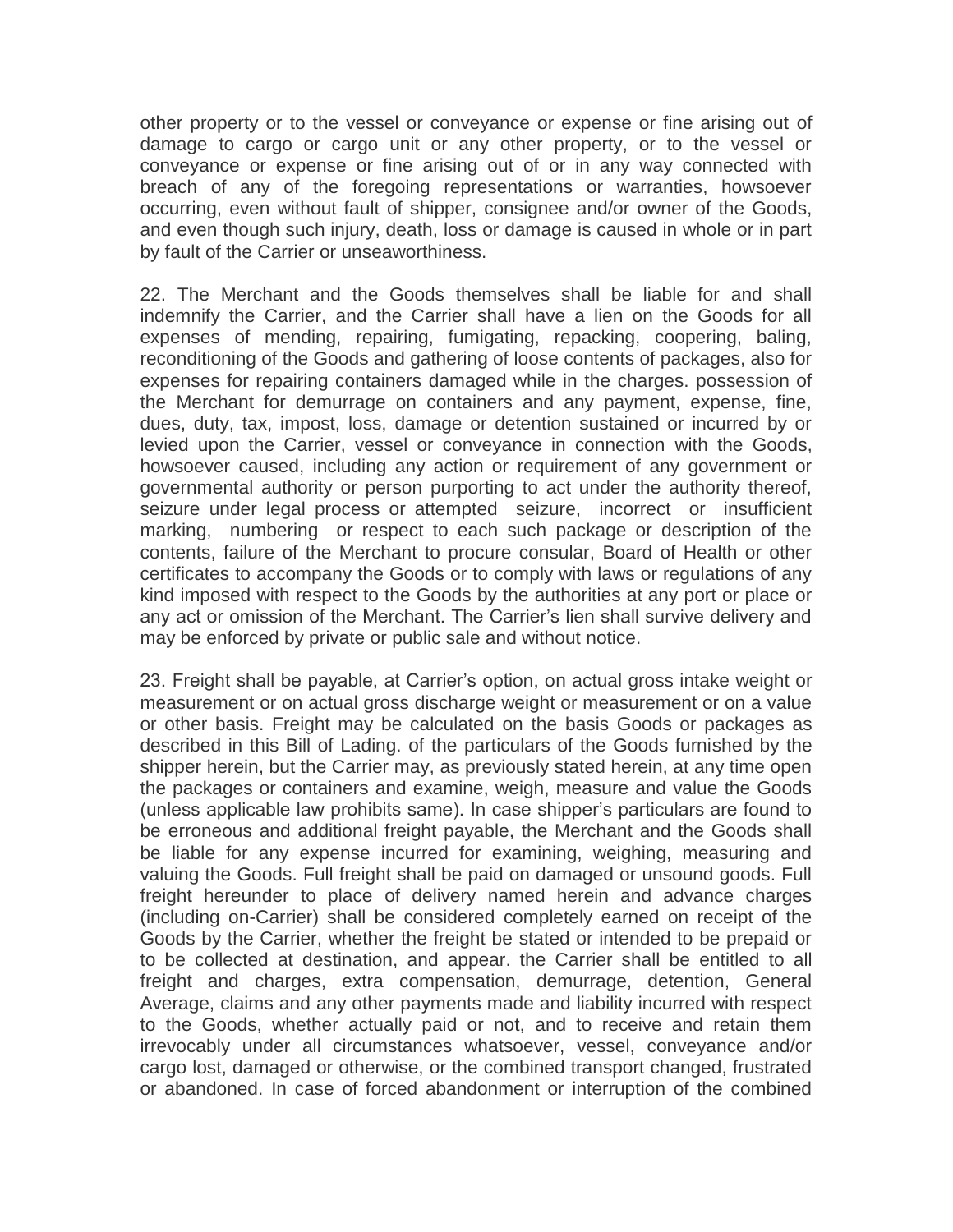other property or to the vessel or conveyance or expense or fine arising out of damage to cargo or cargo unit or any other property, or to the vessel or conveyance or expense or fine arising out of or in any way connected with breach of any of the foregoing representations or warranties, howsoever occurring, even without fault of shipper, consignee and/or owner of the Goods, and even though such injury, death, loss or damage is caused in whole or in part by fault of the Carrier or unseaworthiness.

22. The Merchant and the Goods themselves shall be liable for and shall indemnify the Carrier, and the Carrier shall have a lien on the Goods for all expenses of mending, repairing, fumigating, repacking, coopering, baling, reconditioning of the Goods and gathering of loose contents of packages, also for expenses for repairing containers damaged while in the charges. possession of the Merchant for demurrage on containers and any payment, expense, fine, dues, duty, tax, impost, loss, damage or detention sustained or incurred by or levied upon the Carrier, vessel or conveyance in connection with the Goods, howsoever caused, including any action or requirement of any government or governmental authority or person purporting to act under the authority thereof, seizure under legal process or attempted seizure, incorrect or insufficient marking, numbering or respect to each such package or description of the contents, failure of the Merchant to procure consular, Board of Health or other certificates to accompany the Goods or to comply with laws or regulations of any kind imposed with respect to the Goods by the authorities at any port or place or any act or omission of the Merchant. The Carrier's lien shall survive delivery and may be enforced by private or public sale and without notice.

23. Freight shall be payable, at Carrier's option, on actual gross intake weight or measurement or on actual gross discharge weight or measurement or on a value or other basis. Freight may be calculated on the basis Goods or packages as described in this Bill of Lading. of the particulars of the Goods furnished by the shipper herein, but the Carrier may, as previously stated herein, at any time open the packages or containers and examine, weigh, measure and value the Goods (unless applicable law prohibits same). In case shipper's particulars are found to be erroneous and additional freight payable, the Merchant and the Goods shall be liable for any expense incurred for examining, weighing, measuring and valuing the Goods. Full freight shall be paid on damaged or unsound goods. Full freight hereunder to place of delivery named herein and advance charges (including on-Carrier) shall be considered completely earned on receipt of the Goods by the Carrier, whether the freight be stated or intended to be prepaid or to be collected at destination, and appear. the Carrier shall be entitled to all freight and charges, extra compensation, demurrage, detention, General Average, claims and any other payments made and liability incurred with respect to the Goods, whether actually paid or not, and to receive and retain them irrevocably under all circumstances whatsoever, vessel, conveyance and/or cargo lost, damaged or otherwise, or the combined transport changed, frustrated or abandoned. In case of forced abandonment or interruption of the combined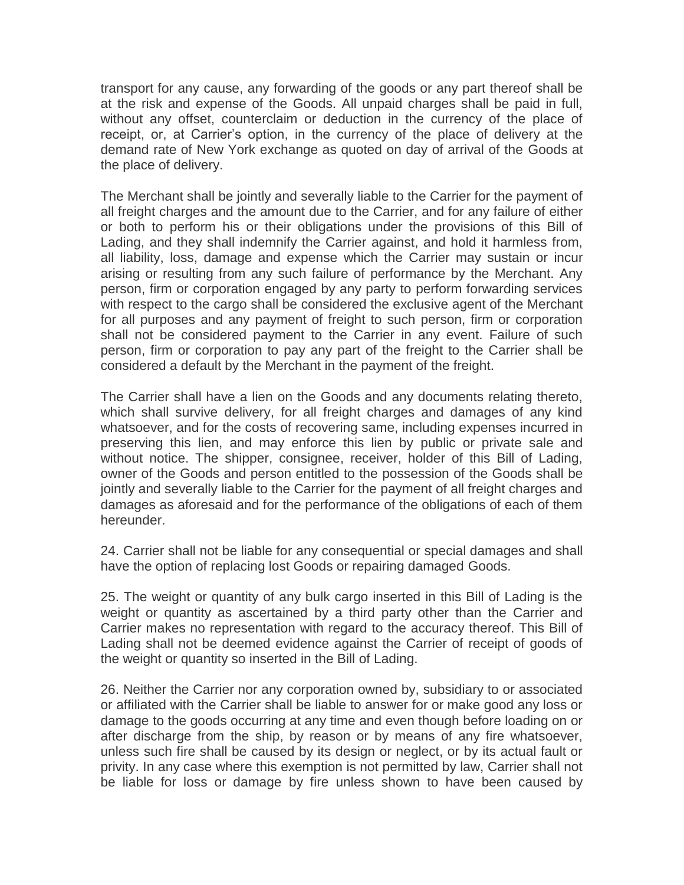transport for any cause, any forwarding of the goods or any part thereof shall be at the risk and expense of the Goods. All unpaid charges shall be paid in full, without any offset, counterclaim or deduction in the currency of the place of receipt, or, at Carrier's option, in the currency of the place of delivery at the demand rate of New York exchange as quoted on day of arrival of the Goods at the place of delivery.

The Merchant shall be jointly and severally liable to the Carrier for the payment of all freight charges and the amount due to the Carrier, and for any failure of either or both to perform his or their obligations under the provisions of this Bill of Lading, and they shall indemnify the Carrier against, and hold it harmless from, all liability, loss, damage and expense which the Carrier may sustain or incur arising or resulting from any such failure of performance by the Merchant. Any person, firm or corporation engaged by any party to perform forwarding services with respect to the cargo shall be considered the exclusive agent of the Merchant for all purposes and any payment of freight to such person, firm or corporation shall not be considered payment to the Carrier in any event. Failure of such person, firm or corporation to pay any part of the freight to the Carrier shall be considered a default by the Merchant in the payment of the freight.

The Carrier shall have a lien on the Goods and any documents relating thereto, which shall survive delivery, for all freight charges and damages of any kind whatsoever, and for the costs of recovering same, including expenses incurred in preserving this lien, and may enforce this lien by public or private sale and without notice. The shipper, consignee, receiver, holder of this Bill of Lading, owner of the Goods and person entitled to the possession of the Goods shall be jointly and severally liable to the Carrier for the payment of all freight charges and damages as aforesaid and for the performance of the obligations of each of them hereunder.

24. Carrier shall not be liable for any consequential or special damages and shall have the option of replacing lost Goods or repairing damaged Goods.

25. The weight or quantity of any bulk cargo inserted in this Bill of Lading is the weight or quantity as ascertained by a third party other than the Carrier and Carrier makes no representation with regard to the accuracy thereof. This Bill of Lading shall not be deemed evidence against the Carrier of receipt of goods of the weight or quantity so inserted in the Bill of Lading.

26. Neither the Carrier nor any corporation owned by, subsidiary to or associated or affiliated with the Carrier shall be liable to answer for or make good any loss or damage to the goods occurring at any time and even though before loading on or after discharge from the ship, by reason or by means of any fire whatsoever, unless such fire shall be caused by its design or neglect, or by its actual fault or privity. In any case where this exemption is not permitted by law, Carrier shall not be liable for loss or damage by fire unless shown to have been caused by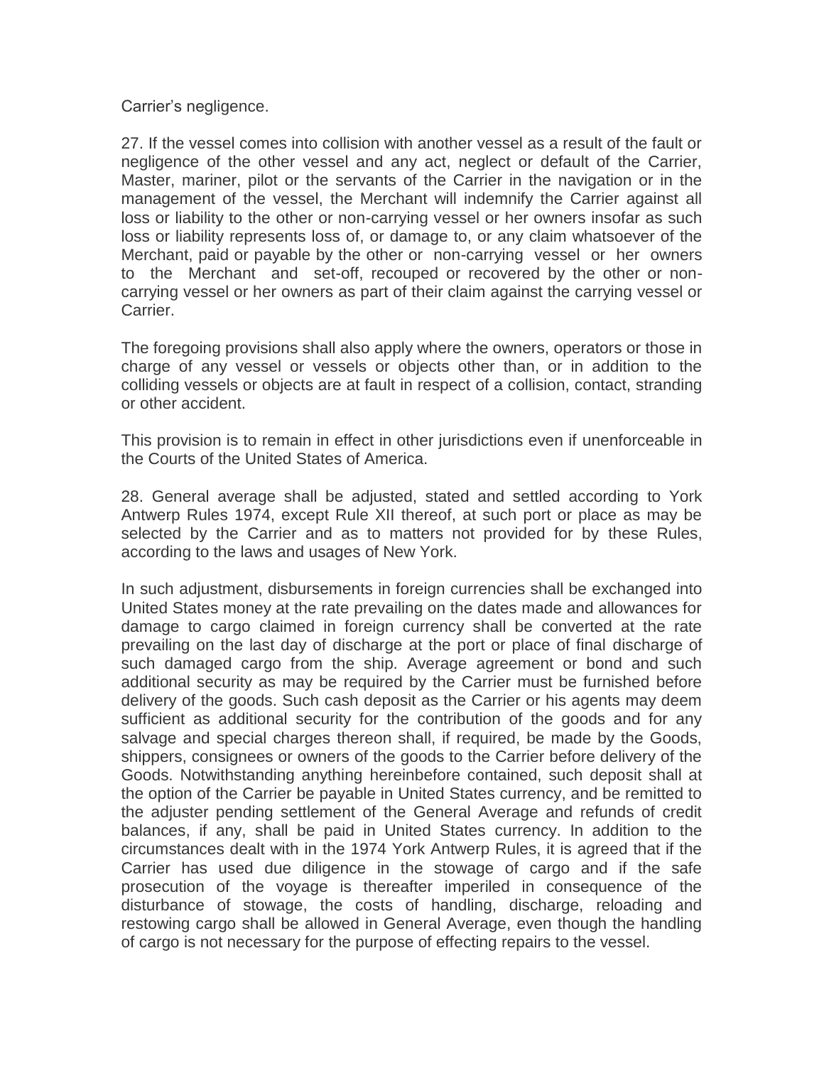Carrier’s negligence.

27. If the vessel comes into collision with another vessel as a result of the fault or negligence of the other vessel and any act, neglect or default of the Carrier, Master, mariner, pilot or the servants of the Carrier in the navigation or in the management of the vessel, the Merchant will indemnify the Carrier against all loss or liability to the other or non-carrying vessel or her owners insofar as such loss or liability represents loss of, or damage to, or any claim whatsoever of the Merchant, paid or payable by the other or non-carrying vessel or her owners to the Merchant and set-off, recouped or recovered by the other or non-carrying vessel or her owners as part of their claim against the carrying vessel or Carrier.

The foregoing provisions shall also apply where the owners, operators or those in charge of any vessel or vessels or objects other than, or in addition to the colliding vessels or objects are at fault in respect of a collision, contact, stranding or other accident.

This provision is to remain in effect in other jurisdictions even if unenforceable in the Courts of the United States of America.

28. General average shall be adjusted, stated and settled according to York Antwerp Rules 1974, except Rule XII thereof, at such port or place as may be selected by the Carrier and as to matters not provided for by these Rules, according to the laws and usages of New York.

In such adjustment, disbursements in foreign currencies shall be exchanged into United States money at the rate prevailing on the dates made and allowances for damage to cargo claimed in foreign currency shall be converted at the rate prevailing on the last day of discharge at the port or place of final discharge of such damaged cargo from the ship. Average agreement or bond and such additional security as may be required by the Carrier must be furnished before delivery of the goods. Such cash deposit as the Carrier or his agents may deem sufficient as additional security for the contribution of the goods and for any salvage and special charges thereon shall, if required, be made by the Goods, shippers, consignees or owners of the goods to the Carrier before delivery of the Goods. Notwithstanding anything hereinbefore contained, such deposit shall at the option of the Carrier be payable in United States currency, and be remitted to the adjuster pending settlement of the General Average and refunds of credit balances, if any, shall be paid in United States currency. In addition to the circumstances dealt with in the 1974 York Antwerp Rules, it is agreed that if the Carrier has used due diligence in the stowage of cargo and if the safe prosecution of the voyage is thereafter imperiled in consequence of the disturbance of stowage, the costs of handling, discharge, reloading and restowing cargo shall be allowed in General Average, even though the handling of cargo is not necessary for the purpose of effecting repairs to the vessel.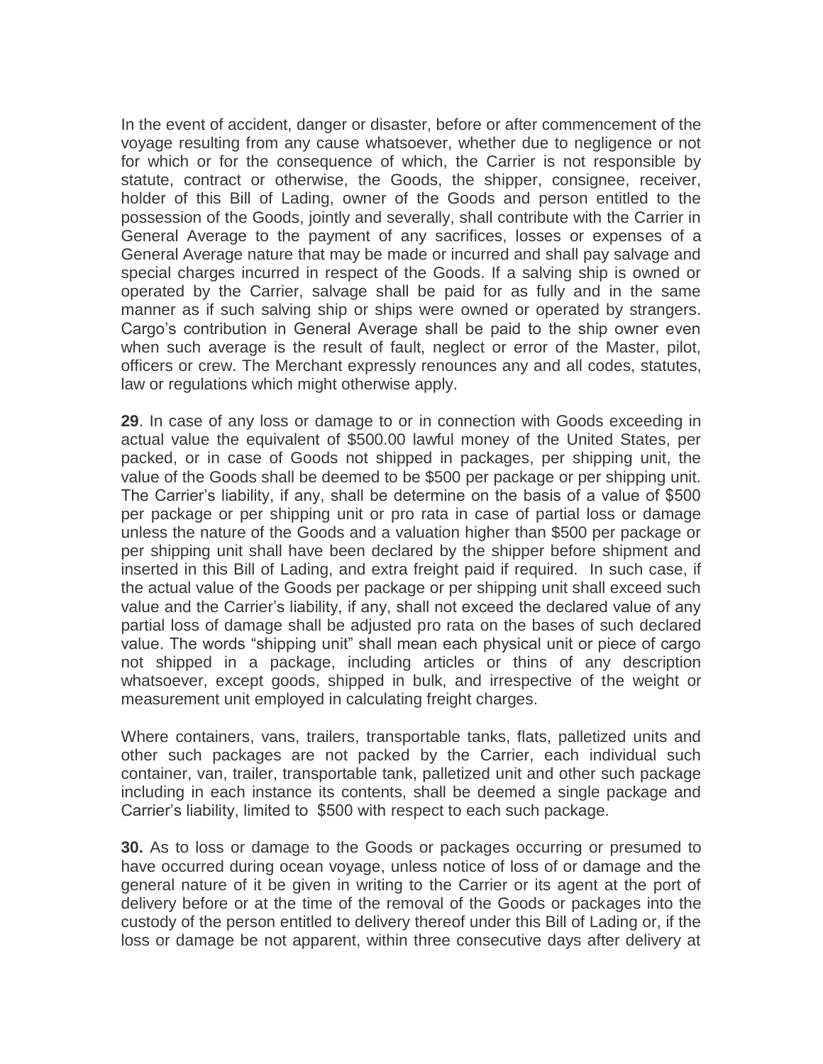In the event of accident, danger or disaster, before or after commencement of the voyage resulting from any cause whatsoever, whether due to negligence or not for which or for the consequence of which, the Carrier is not responsible by statute, contract or otherwise, the Goods, the shipper, consignee, receiver, holder of this Bill of Lading, owner of the Goods and person entitled to the possession of the Goods, jointly and severally, shall contribute with the Carrier in General Average to the payment of any sacrifices, losses or expenses of a General Average nature that may be made or incurred and shall pay salvage and special charges incurred in respect of the Goods. If a salving ship is owned or operated by the Carrier, salvage shall be paid for as fully and in the same manner as if such salving ship or ships were owned or operated by strangers. Cargo's contribution in General Average shall be paid to the ship owner even when such average is the result of fault, neglect or error of the Master, pilot, officers or crew. The Merchant expressly renounces any and all codes, statutes, law or regulations which might otherwise apply.

**29**. In case of any loss or damage to or in connection with Goods exceeding in actual value the equivalent of $500.00 lawful money of the United States, per packed, or in case of Goods not shipped in packages, per shipping unit, the value of the Goods shall be deemed to be $500 per package or per shipping unit. The Carrier's liability, if any, shall be determine on the basis of a value of $500 per package or per shipping unit or pro rata in case of partial loss or damage unless the nature of the Goods and a valuation higher than $500 per package or per shipping unit shall have been declared by the shipper before shipment and inserted in this Bill of Lading, and extra freight paid if required. In such case, if the actual value of the Goods per package or per shipping unit shall exceed such value and the Carrier's liability, if any, shall not exceed the declared value of any partial loss of damage shall be adjusted pro rata on the bases of such declared value. The words "shipping unit" shall mean each physical unit or piece of cargo not shipped in a package, including articles or thins of any description whatsoever, except goods, shipped in bulk, and irrespective of the weight or measurement unit employed in calculating freight charges.

Where containers, vans, trailers, transportable tanks, flats, palletized units and other such packages are not packed by the Carrier, each individual such container, van, trailer, transportable tank, palletized unit and other such package including in each instance its contents, shall be deemed a single package and Carrier's liability, limited to $500 with respect to each such package.

**30.** As to loss or damage to the Goods or packages occurring or presumed to have occurred during ocean voyage, unless notice of loss of or damage and the general nature of it be given in writing to the Carrier or its agent at the port of delivery before or at the time of the removal of the Goods or packages into the custody of the person entitled to delivery thereof under this Bill of Lading or, if the loss or damage be not apparent, within three consecutive days after delivery at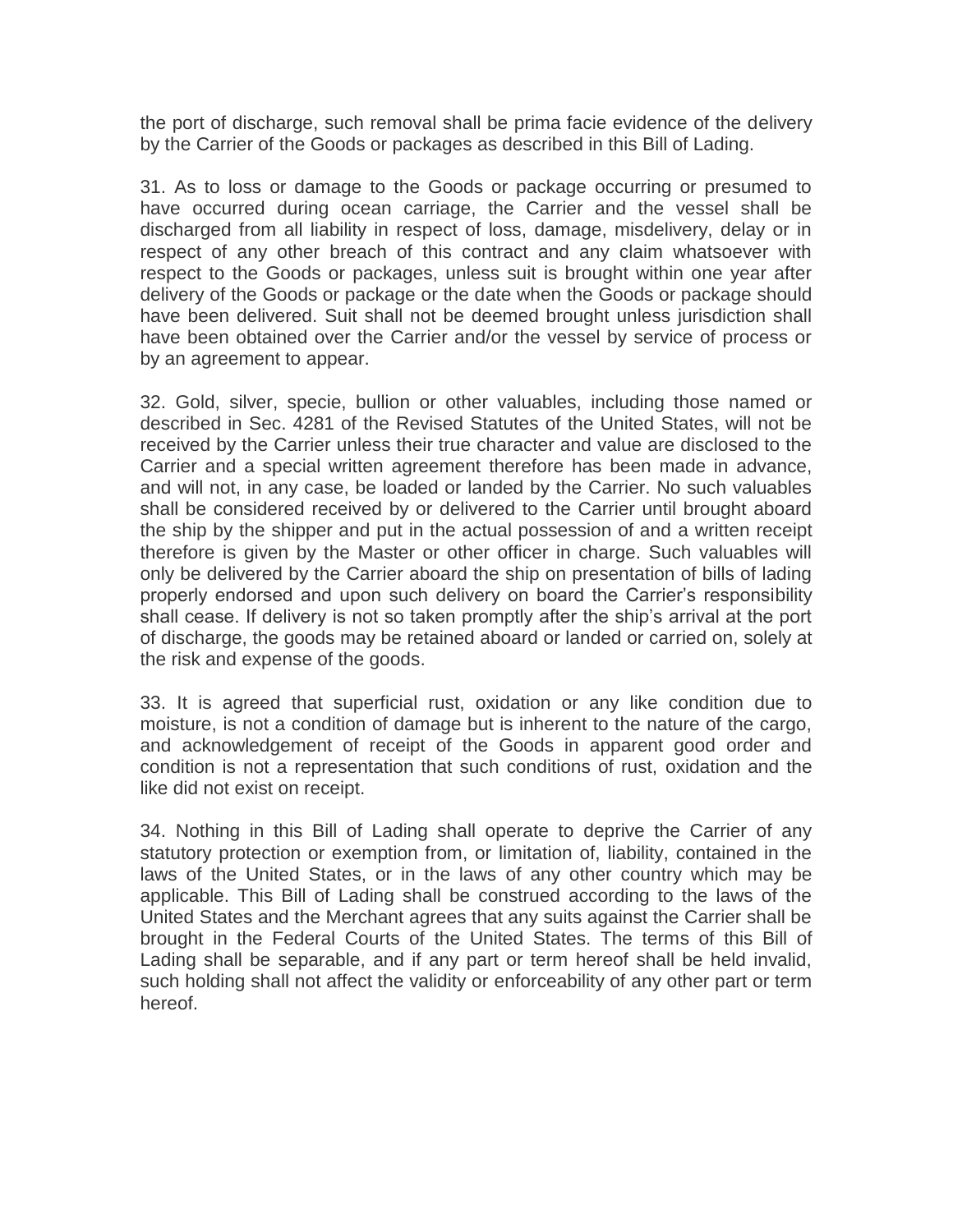the port of discharge, such removal shall be prima facie evidence of the delivery by the Carrier of the Goods or packages as described in this Bill of Lading.

31. As to loss or damage to the Goods or package occurring or presumed to have occurred during ocean carriage, the Carrier and the vessel shall be discharged from all liability in respect of loss, damage, misdelivery, delay or in respect of any other breach of this contract and any claim whatsoever with respect to the Goods or packages, unless suit is brought within one year after delivery of the Goods or package or the date when the Goods or package should have been delivered. Suit shall not be deemed brought unless jurisdiction shall have been obtained over the Carrier and/or the vessel by service of process or by an agreement to appear.

32. Gold, silver, specie, bullion or other valuables, including those named or described in Sec. 4281 of the Revised Statutes of the United States, will not be received by the Carrier unless their true character and value are disclosed to the Carrier and a special written agreement therefore has been made in advance, and will not, in any case, be loaded or landed by the Carrier. No such valuables shall be considered received by or delivered to the Carrier until brought aboard the ship by the shipper and put in the actual possession of and a written receipt therefore is given by the Master or other officer in charge. Such valuables will only be delivered by the Carrier aboard the ship on presentation of bills of lading properly endorsed and upon such delivery on board the Carrier's responsibility shall cease. If delivery is not so taken promptly after the ship's arrival at the port of discharge, the goods may be retained aboard or landed or carried on, solely at the risk and expense of the goods.

33. It is agreed that superficial rust, oxidation or any like condition due to moisture, is not a condition of damage but is inherent to the nature of the cargo, and acknowledgement of receipt of the Goods in apparent good order and condition is not a representation that such conditions of rust, oxidation and the like did not exist on receipt.

34. Nothing in this Bill of Lading shall operate to deprive the Carrier of any statutory protection or exemption from, or limitation of, liability, contained in the laws of the United States, or in the laws of any other country which may be applicable. This Bill of Lading shall be construed according to the laws of the United States and the Merchant agrees that any suits against the Carrier shall be brought in the Federal Courts of the United States. The terms of this Bill of Lading shall be separable, and if any part or term hereof shall be held invalid, such holding shall not affect the validity or enforceability of any other part or term hereof.